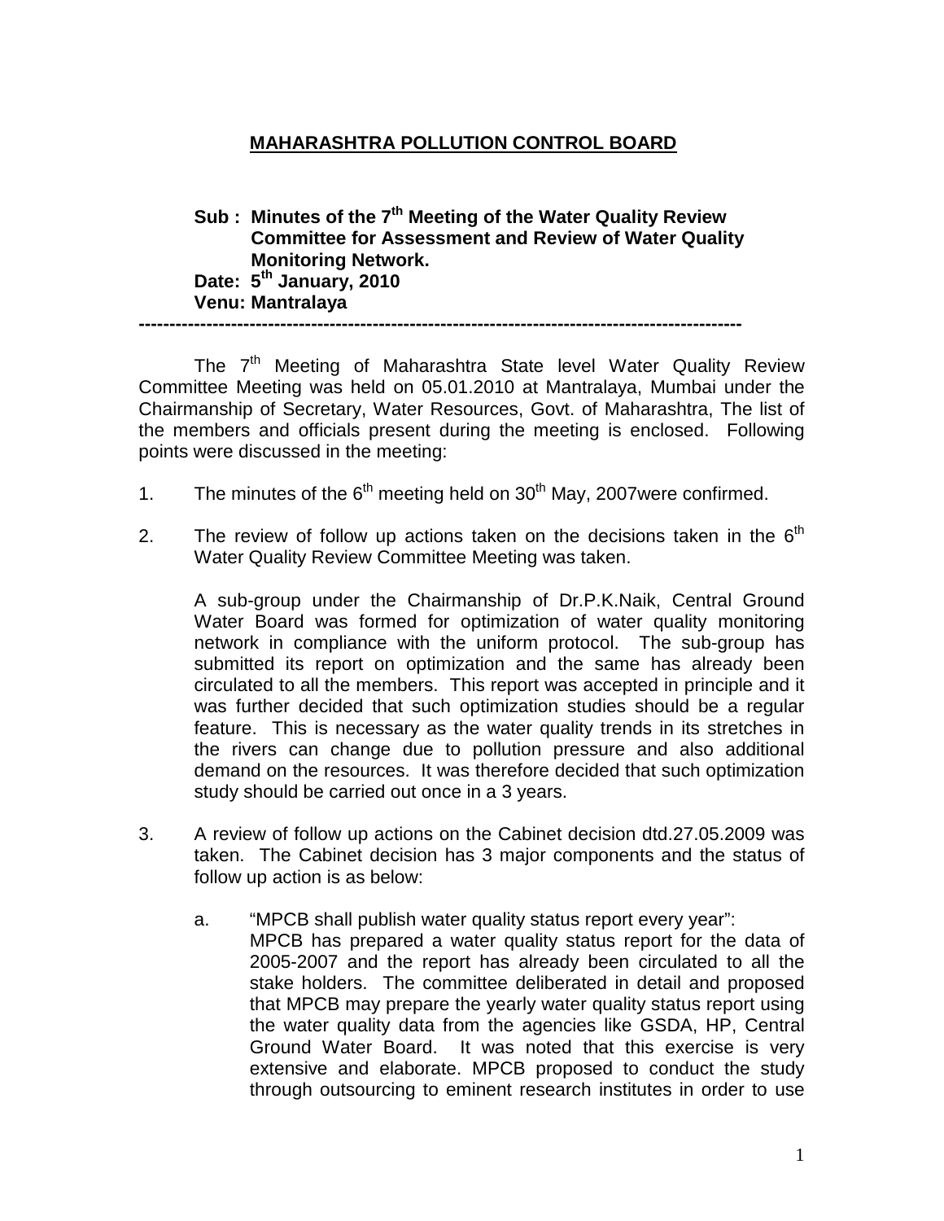# MAHARASHTRA POLLUTION CONTROL BOARD

**Sub : Minutes of the 7th Meeting of the Water Quality Review Committee for Assessment and Review of Water Quality Monitoring Network.**
**Date: 5th January, 2010**
**Venu: Mantralaya**

---

The 7th Meeting of Maharashtra State level Water Quality Review Committee Meeting was held on 05.01.2010 at Mantralaya, Mumbai under the Chairmanship of Secretary, Water Resources, Govt. of Maharashtra, The list of the members and officials present during the meeting is enclosed. Following points were discussed in the meeting:

1. The minutes of the 6th meeting held on 30th May, 2007were confirmed.

2. The review of follow up actions taken on the decisions taken in the 6th Water Quality Review Committee Meeting was taken.

   A sub-group under the Chairmanship of Dr.P.K.Naik, Central Ground Water Board was formed for optimization of water quality monitoring network in compliance with the uniform protocol. The sub-group has submitted its report on optimization and the same has already been circulated to all the members. This report was accepted in principle and it was further decided that such optimization studies should be a regular feature. This is necessary as the water quality trends in its stretches in the rivers can change due to pollution pressure and also additional demand on the resources. It was therefore decided that such optimization study should be carried out once in a 3 years.

3. A review of follow up actions on the Cabinet decision dtd.27.05.2009 was taken. The Cabinet decision has 3 major components and the status of follow up action is as below:

   a. "MPCB shall publish water quality status report every year":
   MPCB has prepared a water quality status report for the data of 2005-2007 and the report has already been circulated to all the stake holders. The committee deliberated in detail and proposed that MPCB may prepare the yearly water quality status report using the water quality data from the agencies like GSDA, HP, Central Ground Water Board. It was noted that this exercise is very extensive and elaborate. MPCB proposed to conduct the study through outsourcing to eminent research institutes in order to use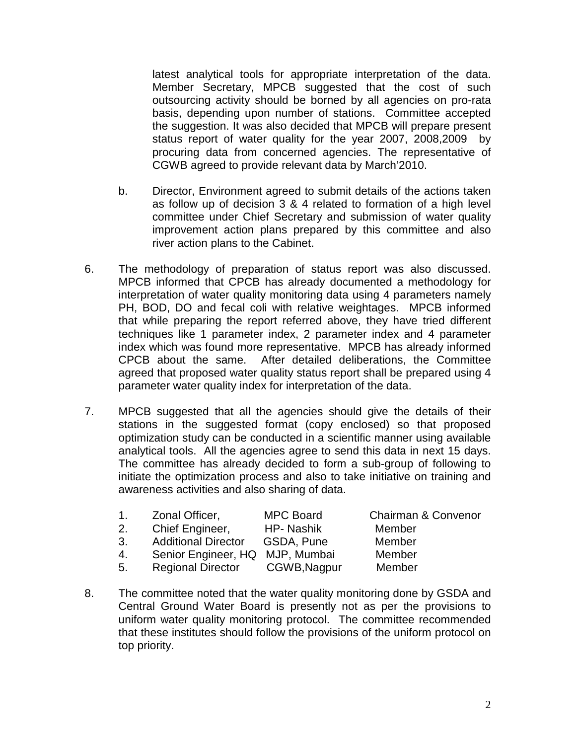latest analytical tools for appropriate interpretation of the data. Member Secretary, MPCB suggested that the cost of such outsourcing activity should be borned by all agencies on pro-rata basis, depending upon number of stations. Committee accepted the suggestion. It was also decided that MPCB will prepare present status report of water quality for the year 2007, 2008,2009 by procuring data from concerned agencies. The representative of CGWB agreed to provide relevant data by March'2010.

b. Director, Environment agreed to submit details of the actions taken as follow up of decision 3 & 4 related to formation of a high level committee under Chief Secretary and submission of water quality improvement action plans prepared by this committee and also river action plans to the Cabinet.

6. The methodology of preparation of status report was also discussed. MPCB informed that CPCB has already documented a methodology for interpretation of water quality monitoring data using 4 parameters namely PH, BOD, DO and fecal coli with relative weightages. MPCB informed that while preparing the report referred above, they have tried different techniques like 1 parameter index, 2 parameter index and 4 parameter index which was found more representative. MPCB has already informed CPCB about the same. After detailed deliberations, the Committee agreed that proposed water quality status report shall be prepared using 4 parameter water quality index for interpretation of the data.

7. MPCB suggested that all the agencies should give the details of their stations in the suggested format (copy enclosed) so that proposed optimization study can be conducted in a scientific manner using available analytical tools. All the agencies agree to send this data in next 15 days. The committee has already decided to form a sub-group of following to initiate the optimization process and also to take initiative on training and awareness activities and also sharing of data.

| | | | |
|---|---|---|---|
| 1. | Zonal Officer, | MPC Board | Chairman & Convenor |
| 2. | Chief Engineer, | HP- Nashik | Member |
| 3. | Additional Director | GSDA, Pune | Member |
| 4. | Senior Engineer, HQ | MJP, Mumbai | Member |
| 5. | Regional Director | CGWB,Nagpur | Member |

8. The committee noted that the water quality monitoring done by GSDA and Central Ground Water Board is presently not as per the provisions to uniform water quality monitoring protocol. The committee recommended that these institutes should follow the provisions of the uniform protocol on top priority.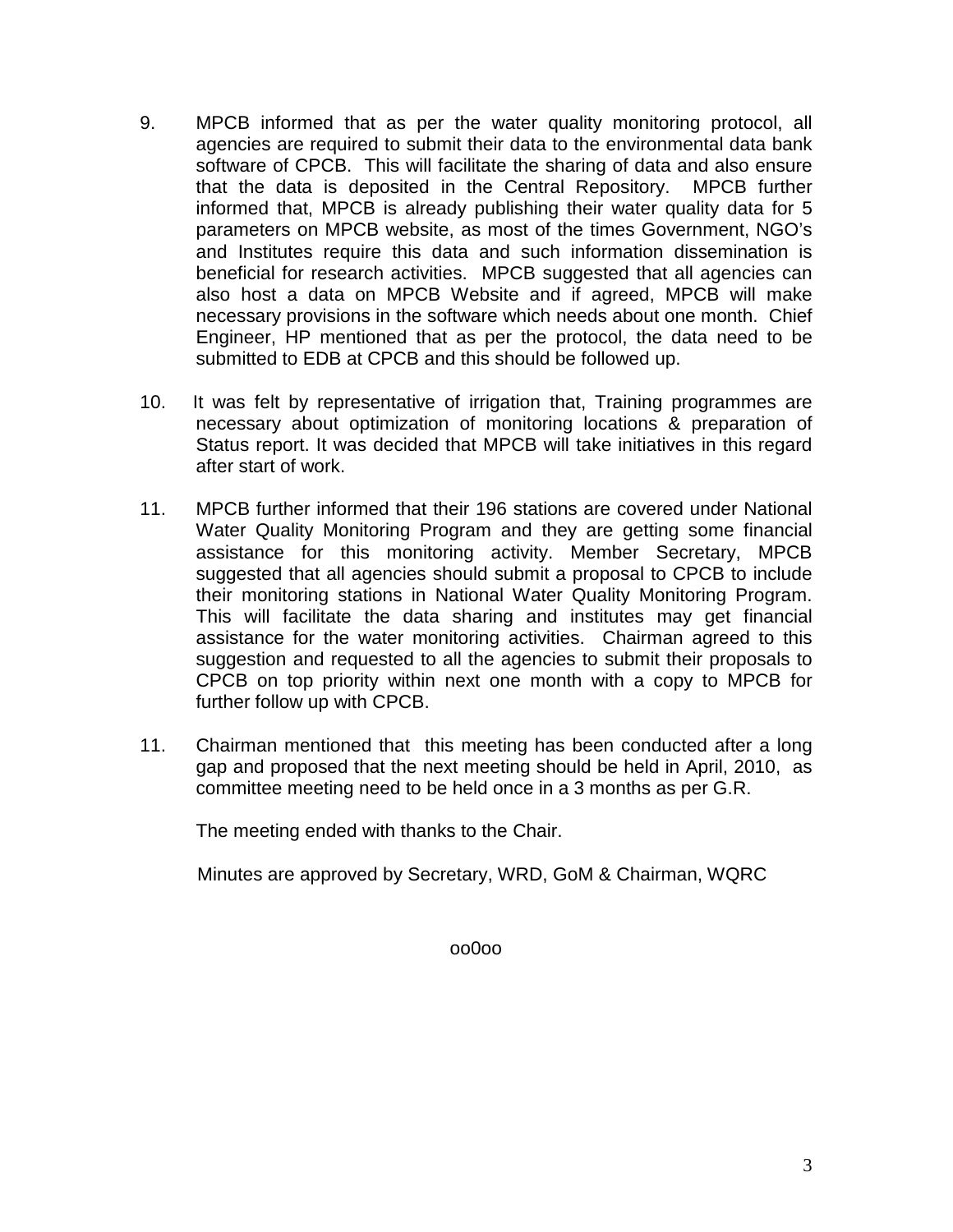9. MPCB informed that as per the water quality monitoring protocol, all agencies are required to submit their data to the environmental data bank software of CPCB. This will facilitate the sharing of data and also ensure that the data is deposited in the Central Repository. MPCB further informed that, MPCB is already publishing their water quality data for 5 parameters on MPCB website, as most of the times Government, NGO's and Institutes require this data and such information dissemination is beneficial for research activities. MPCB suggested that all agencies can also host a data on MPCB Website and if agreed, MPCB will make necessary provisions in the software which needs about one month. Chief Engineer, HP mentioned that as per the protocol, the data need to be submitted to EDB at CPCB and this should be followed up.

10. It was felt by representative of irrigation that, Training programmes are necessary about optimization of monitoring locations & preparation of Status report. It was decided that MPCB will take initiatives in this regard after start of work.

11. MPCB further informed that their 196 stations are covered under National Water Quality Monitoring Program and they are getting some financial assistance for this monitoring activity. Member Secretary, MPCB suggested that all agencies should submit a proposal to CPCB to include their monitoring stations in National Water Quality Monitoring Program. This will facilitate the data sharing and institutes may get financial assistance for the water monitoring activities. Chairman agreed to this suggestion and requested to all the agencies to submit their proposals to CPCB on top priority within next one month with a copy to MPCB for further follow up with CPCB.

11. Chairman mentioned that this meeting has been conducted after a long gap and proposed that the next meeting should be held in April, 2010, as committee meeting need to be held once in a 3 months as per G.R.

The meeting ended with thanks to the Chair.

Minutes are approved by Secretary, WRD, GoM & Chairman, WQRC

oo0oo